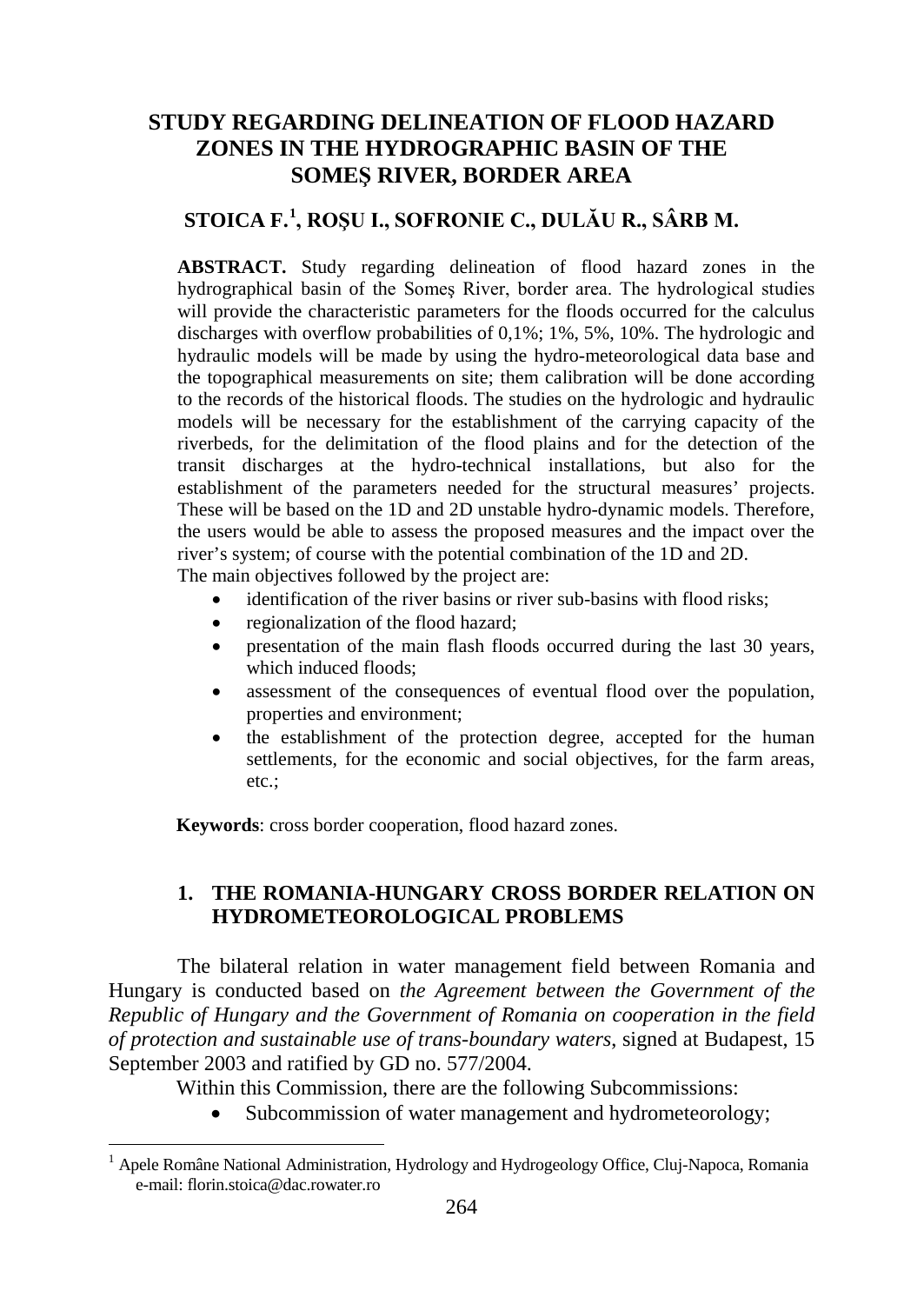# STUDY REGARDING DELINEATION OF FLOOD HAZARD ZONES IN THE HYDROGRAPHIC BASIN OF THE SOMEŞ RIVER, BORDER AREA

**STOICA F.[1], ROŞU I., SOFRONIE C., DULĂU R., SÂRB M.**

**ABSTRACT.** Study regarding delineation of flood hazard zones in the hydrographical basin of the Someş River, border area. The hydrological studies will provide the characteristic parameters for the floods occurred for the calculus discharges with overflow probabilities of 0,1%; 1%, 5%, 10%. The hydrologic and hydraulic models will be made by using the hydro-meteorological data base and the topographical measurements on site; them calibration will be done according to the records of the historical floods. The studies on the hydrologic and hydraulic models will be necessary for the establishment of the carrying capacity of the riverbeds, for the delimitation of the flood plains and for the detection of the transit discharges at the hydro-technical installations, but also for the establishment of the parameters needed for the structural measures' projects. These will be based on the 1D and 2D unstable hydro-dynamic models. Therefore, the users would be able to assess the proposed measures and the impact over the river's system; of course with the potential combination of the 1D and 2D.
The main objectives followed by the project are:

- identification of the river basins or river sub-basins with flood risks;
- regionalization of the flood hazard;
- presentation of the main flash floods occurred during the last 30 years, which induced floods;
- assessment of the consequences of eventual flood over the population, properties and environment;
- the establishment of the protection degree, accepted for the human settlements, for the economic and social objectives, for the farm areas, etc.;

**Keywords**: cross border cooperation, flood hazard zones.

## 1. THE ROMANIA-HUNGARY CROSS BORDER RELATION ON HYDROMETEOROLOGICAL PROBLEMS

The bilateral relation in water management field between Romania and Hungary is conducted based on *the Agreement between the Government of the Republic of Hungary and the Government of Romania on cooperation in the field of protection and sustainable use of trans-boundary waters*, signed at Budapest, 15 September 2003 and ratified by GD no. 577/2004.

Within this Commission, there are the following Subcommissions:

- Subcommission of water management and hydrometeorology;

[1] Apele Române National Administration, Hydrology and Hydrogeology Office, Cluj-Napoca, Romania e-mail: florin.stoica@dac.rowater.ro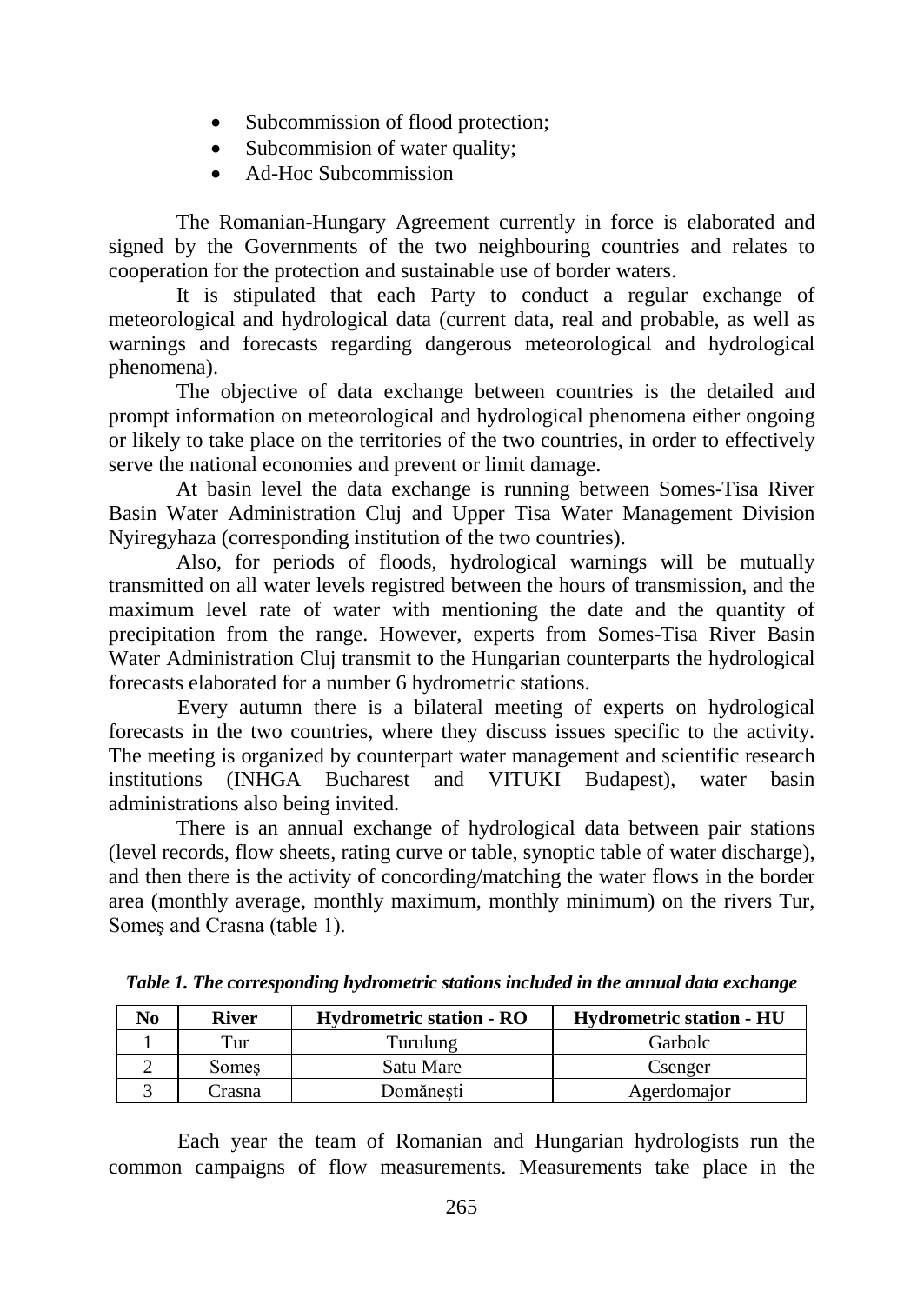- Subcommission of flood protection;
- Subcommision of water quality;
- Ad-Hoc Subcommission

The Romanian-Hungary Agreement currently in force is elaborated and signed by the Governments of the two neighbouring countries and relates to cooperation for the protection and sustainable use of border waters.

It is stipulated that each Party to conduct a regular exchange of meteorological and hydrological data (current data, real and probable, as well as warnings and forecasts regarding dangerous meteorological and hydrological phenomena).

The objective of data exchange between countries is the detailed and prompt information on meteorological and hydrological phenomena either ongoing or likely to take place on the territories of the two countries, in order to effectively serve the national economies and prevent or limit damage.

At basin level the data exchange is running between Somes-Tisa River Basin Water Administration Cluj and Upper Tisa Water Management Division Nyiregyhaza (corresponding institution of the two countries).

Also, for periods of floods, hydrological warnings will be mutually transmitted on all water levels registred between the hours of transmission, and the maximum level rate of water with mentioning the date and the quantity of precipitation from the range. However, experts from Somes-Tisa River Basin Water Administration Cluj transmit to the Hungarian counterparts the hydrological forecasts elaborated for a number 6 hydrometric stations.

Every autumn there is a bilateral meeting of experts on hydrological forecasts in the two countries, where they discuss issues specific to the activity. The meeting is organized by counterpart water management and scientific research institutions (INHGA Bucharest and VITUKI Budapest), water basin administrations also being invited.

There is an annual exchange of hydrological data between pair stations (level records, flow sheets, rating curve or table, synoptic table of water discharge), and then there is the activity of concording/matching the water flows in the border area (monthly average, monthly maximum, monthly minimum) on the rivers Tur, Someş and Crasna (table 1).

***Table 1. The corresponding hydrometric stations included in the annual data exchange***

| No | River | Hydrometric station - RO | Hydrometric station - HU |
|---|---|---|---|
| 1 | Tur | Turulung | Garbolc |
| 2 | Someş | Satu Mare | Csenger |
| 3 | Crasna | Domăneşti | Agerdomajor |

Each year the team of Romanian and Hungarian hydrologists run the common campaigns of flow measurements. Measurements take place in the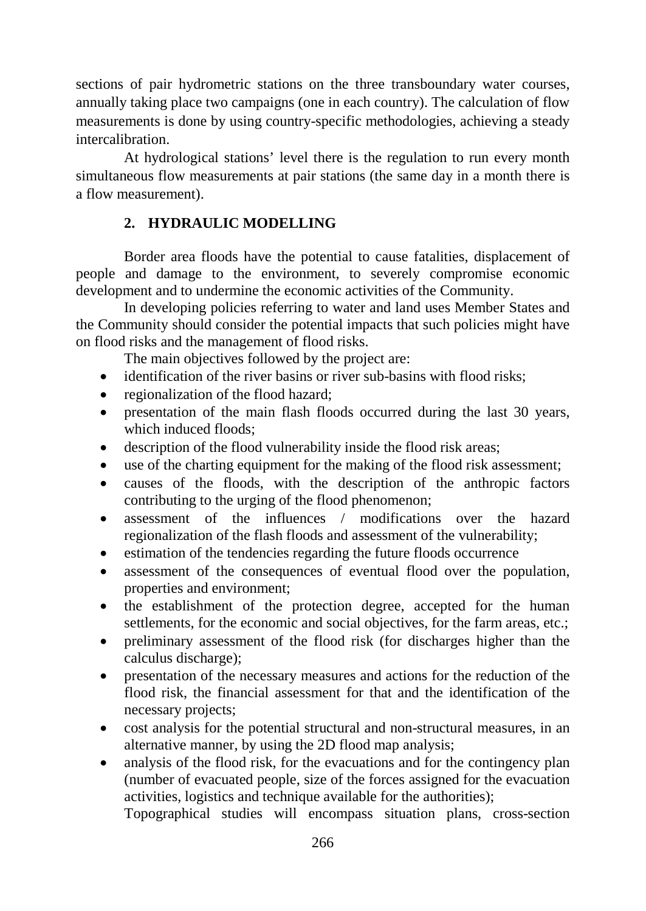sections of pair hydrometric stations on the three transboundary water courses, annually taking place two campaigns (one in each country). The calculation of flow measurements is done by using country-specific methodologies, achieving a steady intercalibration.

At hydrological stations' level there is the regulation to run every month simultaneous flow measurements at pair stations (the same day in a month there is a flow measurement).

## 2. HYDRAULIC MODELLING

Border area floods have the potential to cause fatalities, displacement of people and damage to the environment, to severely compromise economic development and to undermine the economic activities of the Community.

In developing policies referring to water and land uses Member States and the Community should consider the potential impacts that such policies might have on flood risks and the management of flood risks.

The main objectives followed by the project are:

- identification of the river basins or river sub-basins with flood risks;
- regionalization of the flood hazard;
- presentation of the main flash floods occurred during the last 30 years, which induced floods;
- description of the flood vulnerability inside the flood risk areas;
- use of the charting equipment for the making of the flood risk assessment;
- causes of the floods, with the description of the anthropic factors contributing to the urging of the flood phenomenon;
- assessment of the influences / modifications over the hazard regionalization of the flash floods and assessment of the vulnerability;
- estimation of the tendencies regarding the future floods occurrence
- assessment of the consequences of eventual flood over the population, properties and environment;
- the establishment of the protection degree, accepted for the human settlements, for the economic and social objectives, for the farm areas, etc.;
- preliminary assessment of the flood risk (for discharges higher than the calculus discharge);
- presentation of the necessary measures and actions for the reduction of the flood risk, the financial assessment for that and the identification of the necessary projects;
- cost analysis for the potential structural and non-structural measures, in an alternative manner, by using the 2D flood map analysis;
- analysis of the flood risk, for the evacuations and for the contingency plan (number of evacuated people, size of the forces assigned for the evacuation activities, logistics and technique available for the authorities);

Topographical studies will encompass situation plans, cross-section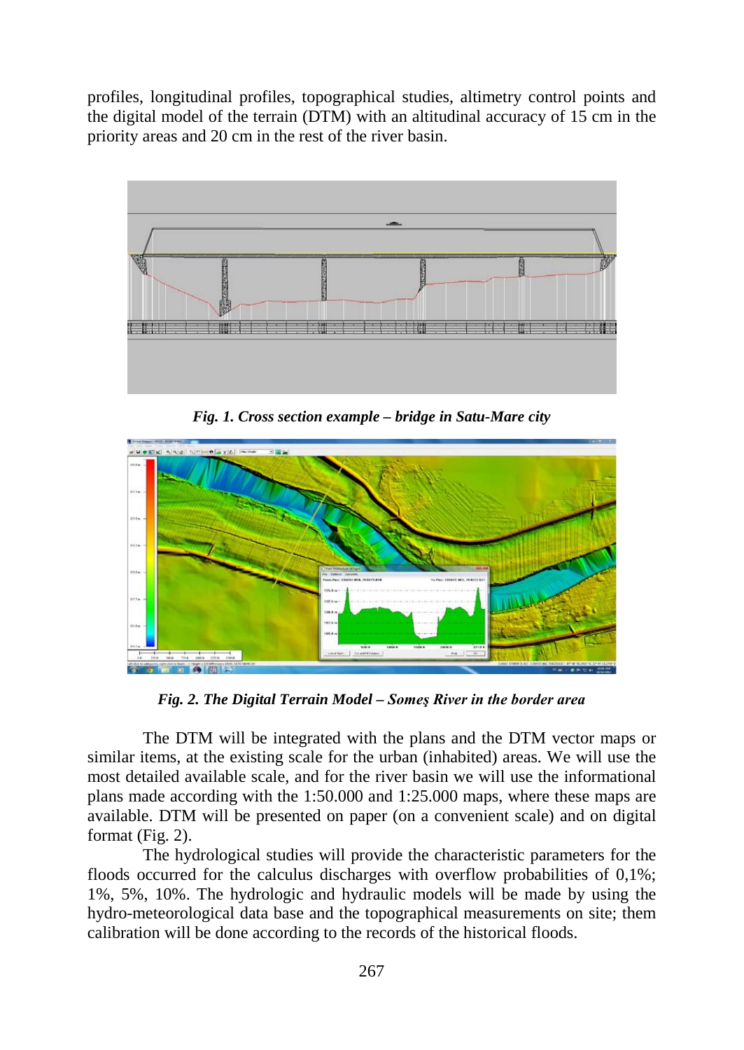profiles, longitudinal profiles, topographical studies, altimetry control points and the digital model of the terrain (DTM) with an altitudinal accuracy of 15 cm in the priority areas and 20 cm in the rest of the river basin.

***Fig. 1. Cross section example – bridge in Satu-Mare city***

***Fig. 2. The Digital Terrain Model – Someş River in the border area***

The DTM will be integrated with the plans and the DTM vector maps or similar items, at the existing scale for the urban (inhabited) areas. We will use the most detailed available scale, and for the river basin we will use the informational plans made according with the 1:50.000 and 1:25.000 maps, where these maps are available. DTM will be presented on paper (on a convenient scale) and on digital format (Fig. 2).

The hydrological studies will provide the characteristic parameters for the floods occurred for the calculus discharges with overflow probabilities of 0,1%; 1%, 5%, 10%. The hydrologic and hydraulic models will be made by using the hydro-meteorological data base and the topographical measurements on site; them calibration will be done according to the records of the historical floods.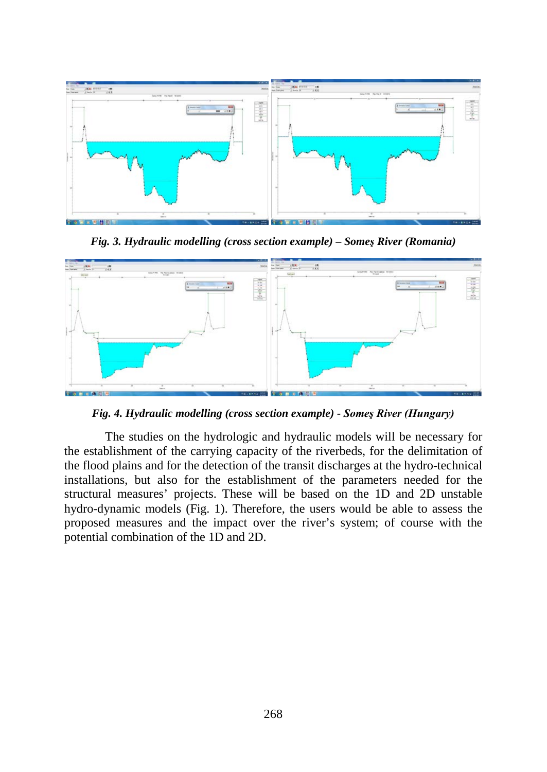*Fig. 3. Hydraulic modelling (cross section example) – Someş River (Romania)*

*Fig. 4. Hydraulic modelling (cross section example) - Someş River (Hungary)*

The studies on the hydrologic and hydraulic models will be necessary for the establishment of the carrying capacity of the riverbeds, for the delimitation of the flood plains and for the detection of the transit discharges at the hydro-technical installations, but also for the establishment of the parameters needed for the structural measures' projects. These will be based on the 1D and 2D unstable hydro-dynamic models (Fig. 1). Therefore, the users would be able to assess the proposed measures and the impact over the river's system; of course with the potential combination of the 1D and 2D.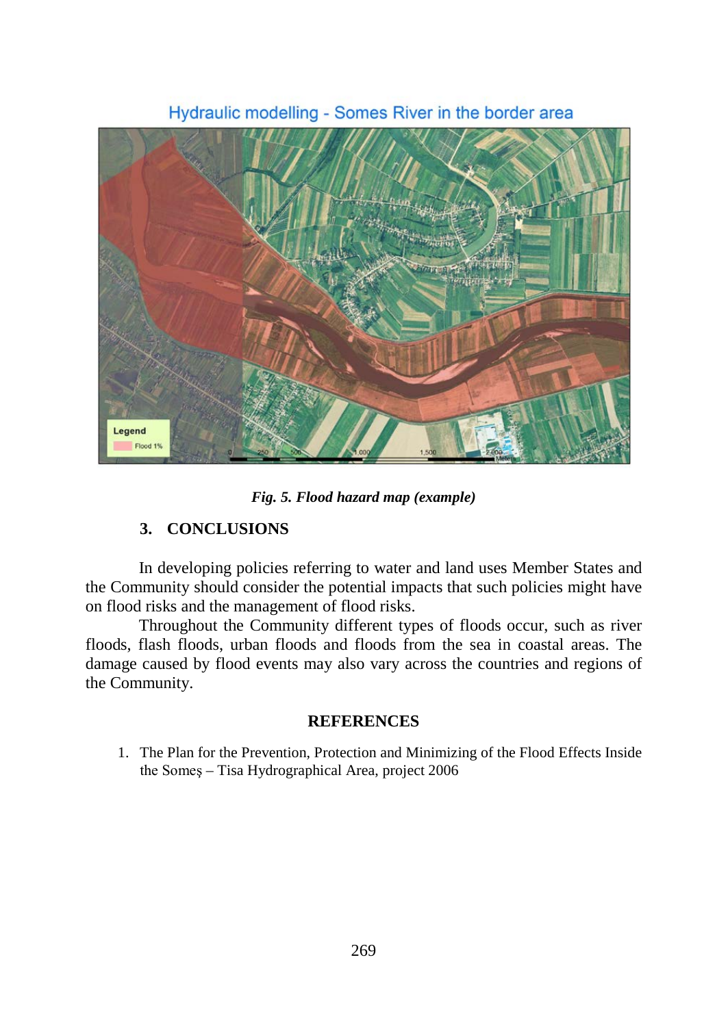Hydraulic modelling - Somes River in the border area

Legend

Flood 1%

0 250 500 1,000 1,500 2,000

Meters

*Fig. 5. Flood hazard map (example)*

## 3. CONCLUSIONS

In developing policies referring to water and land uses Member States and the Community should consider the potential impacts that such policies might have on flood risks and the management of flood risks.

Throughout the Community different types of floods occur, such as river floods, flash floods, urban floods and floods from the sea in coastal areas. The damage caused by flood events may also vary across the countries and regions of the Community.

## REFERENCES

1. The Plan for the Prevention, Protection and Minimizing of the Flood Effects Inside the Someş – Tisa Hydrographical Area, project 2006